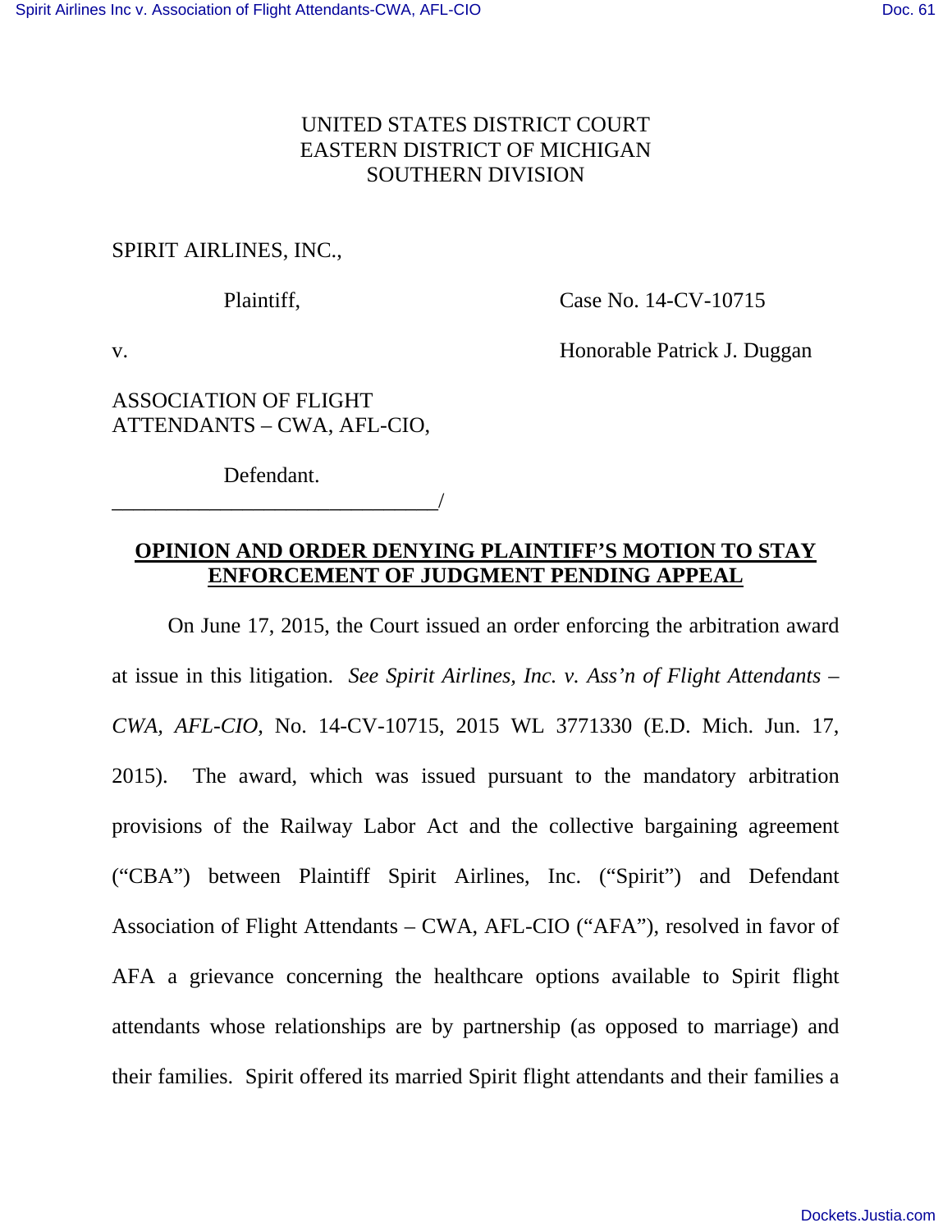UNITED STATES DISTRICT COURT
EASTERN DISTRICT OF MICHIGAN
SOUTHERN DIVISION

SPIRIT AIRLINES, INC.,

Plaintiff,

Case No. 14-CV-10715

v.

Honorable Patrick J. Duggan

ASSOCIATION OF FLIGHT ATTENDANTS – CWA, AFL-CIO,

Defendant.

______________________________/

**OPINION AND ORDER DENYING PLAINTIFF'S MOTION TO STAY ENFORCEMENT OF JUDGMENT PENDING APPEAL**

On June 17, 2015, the Court issued an order enforcing the arbitration award at issue in this litigation. *See Spirit Airlines, Inc. v. Ass'n of Flight Attendants – CWA, AFL-CIO*, No. 14-CV-10715, 2015 WL 3771330 (E.D. Mich. Jun. 17, 2015). The award, which was issued pursuant to the mandatory arbitration provisions of the Railway Labor Act and the collective bargaining agreement ("CBA") between Plaintiff Spirit Airlines, Inc. ("Spirit") and Defendant Association of Flight Attendants – CWA, AFL-CIO ("AFA"), resolved in favor of AFA a grievance concerning the healthcare options available to Spirit flight attendants whose relationships are by partnership (as opposed to marriage) and their families. Spirit offered its married Spirit flight attendants and their families a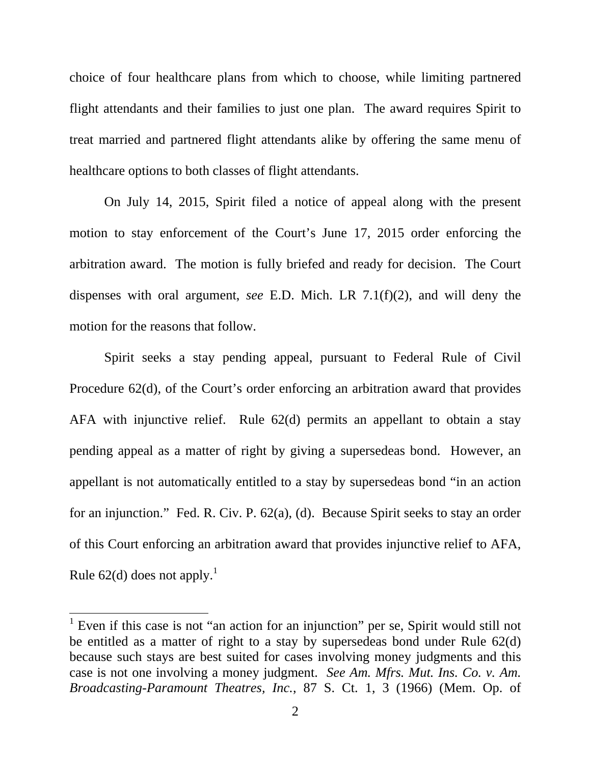choice of four healthcare plans from which to choose, while limiting partnered flight attendants and their families to just one plan. The award requires Spirit to treat married and partnered flight attendants alike by offering the same menu of healthcare options to both classes of flight attendants.

On July 14, 2015, Spirit filed a notice of appeal along with the present motion to stay enforcement of the Court's June 17, 2015 order enforcing the arbitration award. The motion is fully briefed and ready for decision. The Court dispenses with oral argument, *see* E.D. Mich. LR 7.1(f)(2), and will deny the motion for the reasons that follow.

Spirit seeks a stay pending appeal, pursuant to Federal Rule of Civil Procedure 62(d), of the Court's order enforcing an arbitration award that provides AFA with injunctive relief. Rule 62(d) permits an appellant to obtain a stay pending appeal as a matter of right by giving a supersedeas bond. However, an appellant is not automatically entitled to a stay by supersedeas bond "in an action for an injunction." Fed. R. Civ. P. 62(a), (d). Because Spirit seeks to stay an order of this Court enforcing an arbitration award that provides injunctive relief to AFA, Rule 62(d) does not apply.[1]

[1] Even if this case is not "an action for an injunction" per se, Spirit would still not be entitled as a matter of right to a stay by supersedeas bond under Rule 62(d) because such stays are best suited for cases involving money judgments and this case is not one involving a money judgment. *See Am. Mfrs. Mut. Ins. Co. v. Am. Broadcasting-Paramount Theatres, Inc.*, 87 S. Ct. 1, 3 (1966) (Mem. Op. of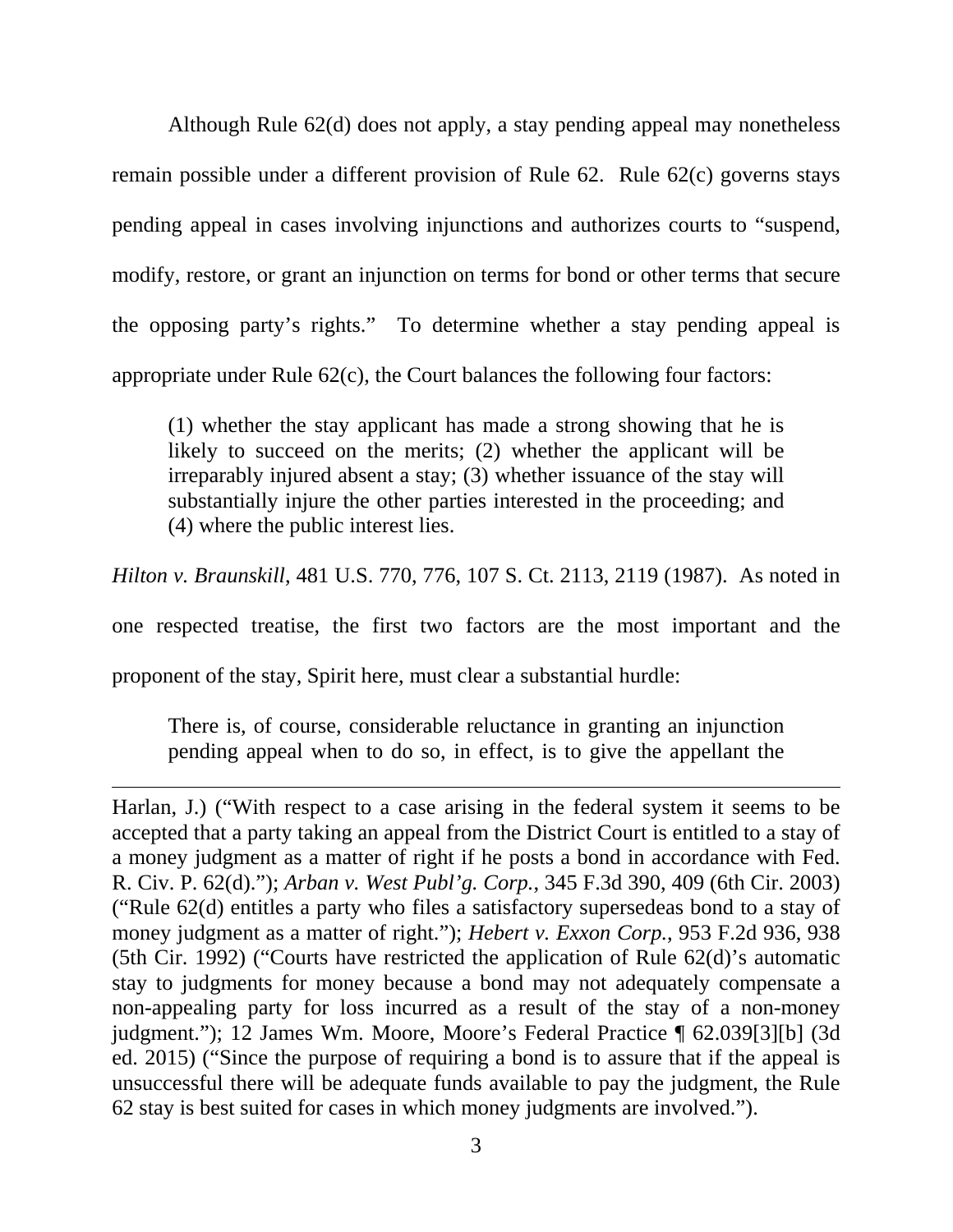Although Rule 62(d) does not apply, a stay pending appeal may nonetheless remain possible under a different provision of Rule 62. Rule 62(c) governs stays pending appeal in cases involving injunctions and authorizes courts to "suspend, modify, restore, or grant an injunction on terms for bond or other terms that secure the opposing party's rights." To determine whether a stay pending appeal is appropriate under Rule 62(c), the Court balances the following four factors:

> (1) whether the stay applicant has made a strong showing that he is likely to succeed on the merits; (2) whether the applicant will be irreparably injured absent a stay; (3) whether issuance of the stay will substantially injure the other parties interested in the proceeding; and (4) where the public interest lies.

*Hilton v. Braunskill*, 481 U.S. 770, 776, 107 S. Ct. 2113, 2119 (1987). As noted in one respected treatise, the first two factors are the most important and the proponent of the stay, Spirit here, must clear a substantial hurdle:

> There is, of course, considerable reluctance in granting an injunction pending appeal when to do so, in effect, is to give the appellant the

---

Harlan, J.) ("With respect to a case arising in the federal system it seems to be accepted that a party taking an appeal from the District Court is entitled to a stay of a money judgment as a matter of right if he posts a bond in accordance with Fed. R. Civ. P. 62(d)."); *Arban v. West Publ'g. Corp.*, 345 F.3d 390, 409 (6th Cir. 2003) ("Rule 62(d) entitles a party who files a satisfactory supersedeas bond to a stay of money judgment as a matter of right."); *Hebert v. Exxon Corp.*, 953 F.2d 936, 938 (5th Cir. 1992) ("Courts have restricted the application of Rule 62(d)'s automatic stay to judgments for money because a bond may not adequately compensate a non-appealing party for loss incurred as a result of the stay of a non-money judgment."); 12 James Wm. Moore, Moore's Federal Practice ¶ 62.039[3][b] (3d ed. 2015) ("Since the purpose of requiring a bond is to assure that if the appeal is unsuccessful there will be adequate funds available to pay the judgment, the Rule 62 stay is best suited for cases in which money judgments are involved.").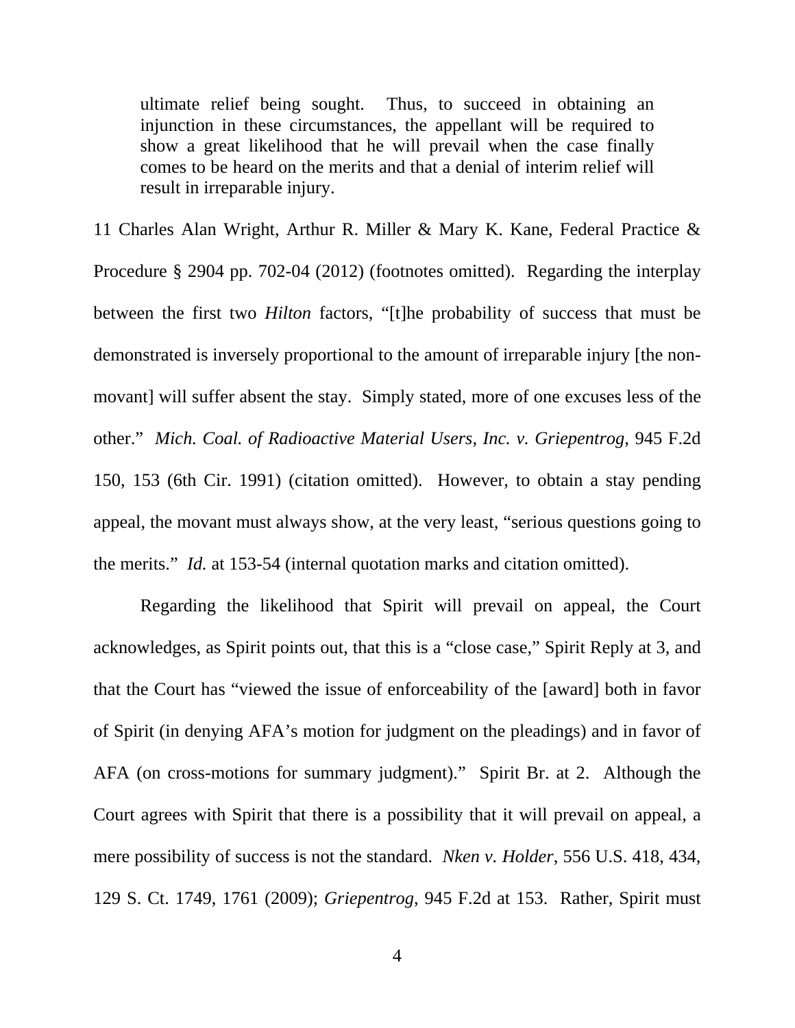> ultimate relief being sought. Thus, to succeed in obtaining an injunction in these circumstances, the appellant will be required to show a great likelihood that he will prevail when the case finally comes to be heard on the merits and that a denial of interim relief will result in irreparable injury.

11 Charles Alan Wright, Arthur R. Miller & Mary K. Kane, Federal Practice & Procedure § 2904 pp. 702-04 (2012) (footnotes omitted). Regarding the interplay between the first two *Hilton* factors, "[t]he probability of success that must be demonstrated is inversely proportional to the amount of irreparable injury [the non-movant] will suffer absent the stay. Simply stated, more of one excuses less of the other." *Mich. Coal. of Radioactive Material Users, Inc. v. Griepentrog*, 945 F.2d 150, 153 (6th Cir. 1991) (citation omitted). However, to obtain a stay pending appeal, the movant must always show, at the very least, "serious questions going to the merits." *Id.* at 153-54 (internal quotation marks and citation omitted).

Regarding the likelihood that Spirit will prevail on appeal, the Court acknowledges, as Spirit points out, that this is a "close case," Spirit Reply at 3, and that the Court has "viewed the issue of enforceability of the [award] both in favor of Spirit (in denying AFA's motion for judgment on the pleadings) and in favor of AFA (on cross-motions for summary judgment)." Spirit Br. at 2. Although the Court agrees with Spirit that there is a possibility that it will prevail on appeal, a mere possibility of success is not the standard. *Nken v. Holder*, 556 U.S. 418, 434, 129 S. Ct. 1749, 1761 (2009); *Griepentrog*, 945 F.2d at 153. Rather, Spirit must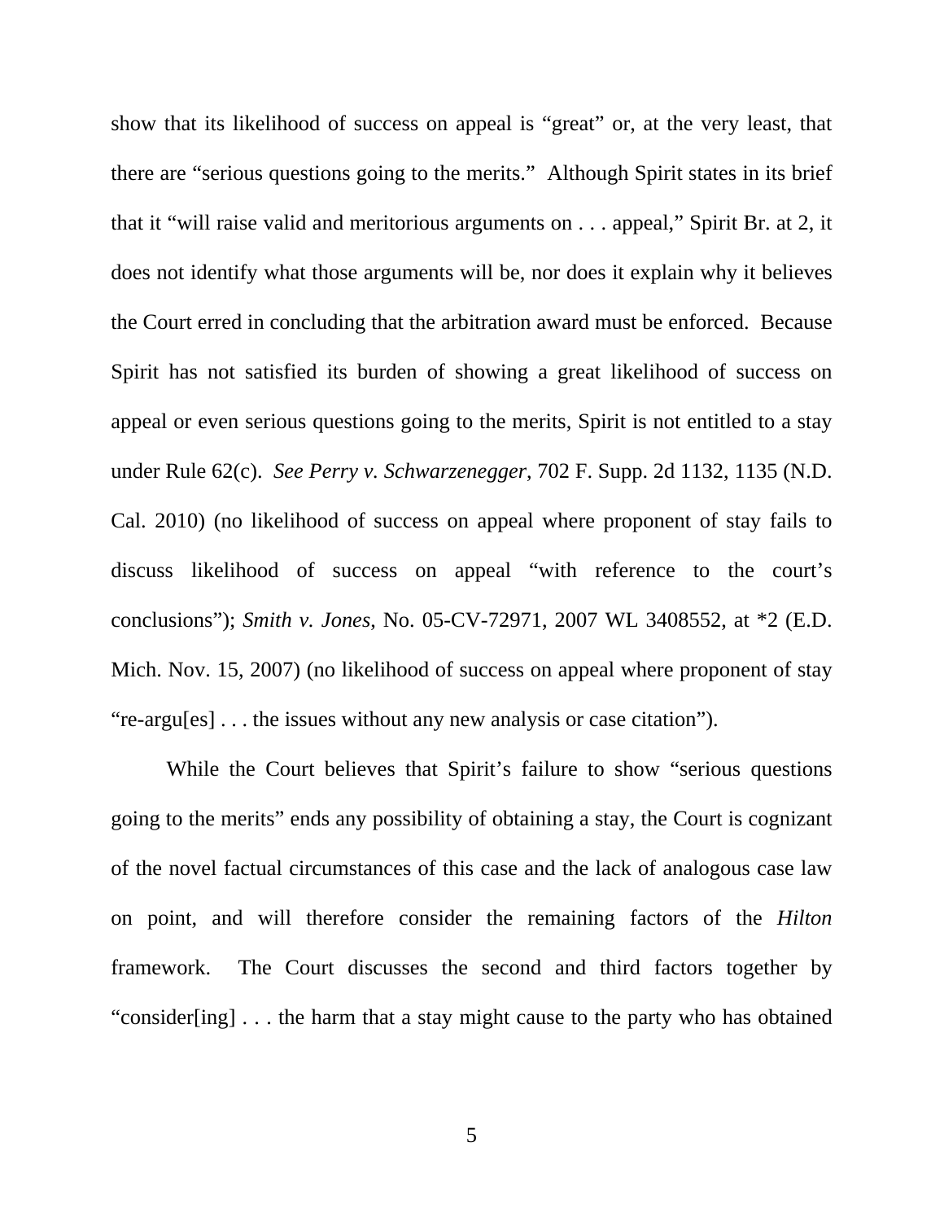show that its likelihood of success on appeal is "great" or, at the very least, that there are "serious questions going to the merits." Although Spirit states in its brief that it "will raise valid and meritorious arguments on . . . appeal," Spirit Br. at 2, it does not identify what those arguments will be, nor does it explain why it believes the Court erred in concluding that the arbitration award must be enforced. Because Spirit has not satisfied its burden of showing a great likelihood of success on appeal or even serious questions going to the merits, Spirit is not entitled to a stay under Rule 62(c). *See Perry v. Schwarzenegger*, 702 F. Supp. 2d 1132, 1135 (N.D. Cal. 2010) (no likelihood of success on appeal where proponent of stay fails to discuss likelihood of success on appeal "with reference to the court's conclusions"); *Smith v. Jones*, No. 05-CV-72971, 2007 WL 3408552, at *2 (E.D. Mich. Nov. 15, 2007) (no likelihood of success on appeal where proponent of stay "re-argu[es] . . . the issues without any new analysis or case citation").

While the Court believes that Spirit's failure to show "serious questions going to the merits" ends any possibility of obtaining a stay, the Court is cognizant of the novel factual circumstances of this case and the lack of analogous case law on point, and will therefore consider the remaining factors of the *Hilton* framework. The Court discusses the second and third factors together by "consider[ing] . . . the harm that a stay might cause to the party who has obtained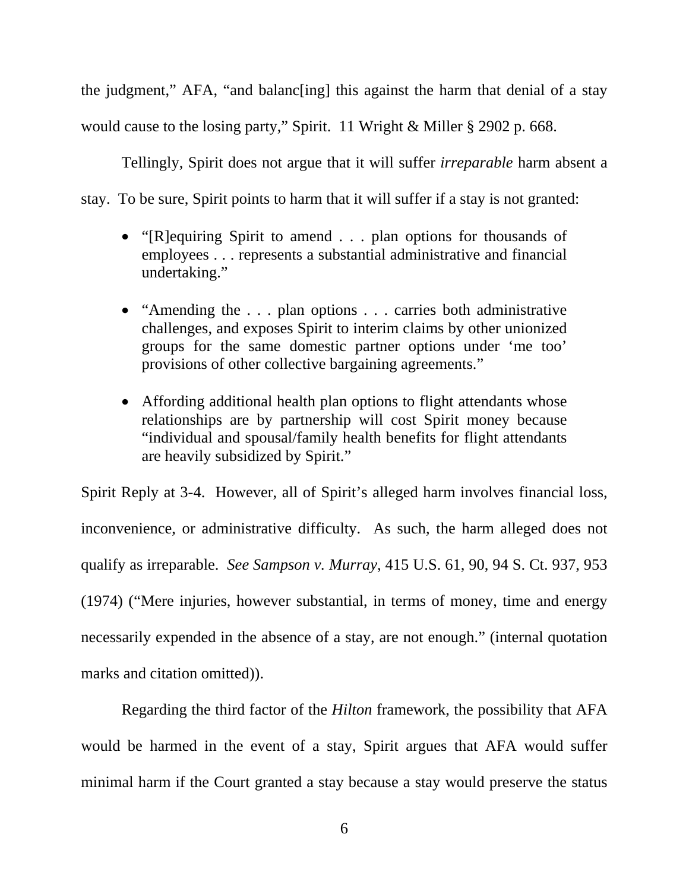the judgment," AFA, "and balanc[ing] this against the harm that denial of a stay would cause to the losing party," Spirit. 11 Wright & Miller § 2902 p. 668.

Tellingly, Spirit does not argue that it will suffer *irreparable* harm absent a stay. To be sure, Spirit points to harm that it will suffer if a stay is not granted:

- "[R]equiring Spirit to amend . . . plan options for thousands of employees . . . represents a substantial administrative and financial undertaking."
- "Amending the . . . plan options . . . carries both administrative challenges, and exposes Spirit to interim claims by other unionized groups for the same domestic partner options under 'me too' provisions of other collective bargaining agreements."
- Affording additional health plan options to flight attendants whose relationships are by partnership will cost Spirit money because "individual and spousal/family health benefits for flight attendants are heavily subsidized by Spirit."

Spirit Reply at 3-4. However, all of Spirit's alleged harm involves financial loss, inconvenience, or administrative difficulty. As such, the harm alleged does not qualify as irreparable. *See Sampson v. Murray*, 415 U.S. 61, 90, 94 S. Ct. 937, 953 (1974) ("Mere injuries, however substantial, in terms of money, time and energy necessarily expended in the absence of a stay, are not enough." (internal quotation marks and citation omitted)).

Regarding the third factor of the *Hilton* framework, the possibility that AFA would be harmed in the event of a stay, Spirit argues that AFA would suffer minimal harm if the Court granted a stay because a stay would preserve the status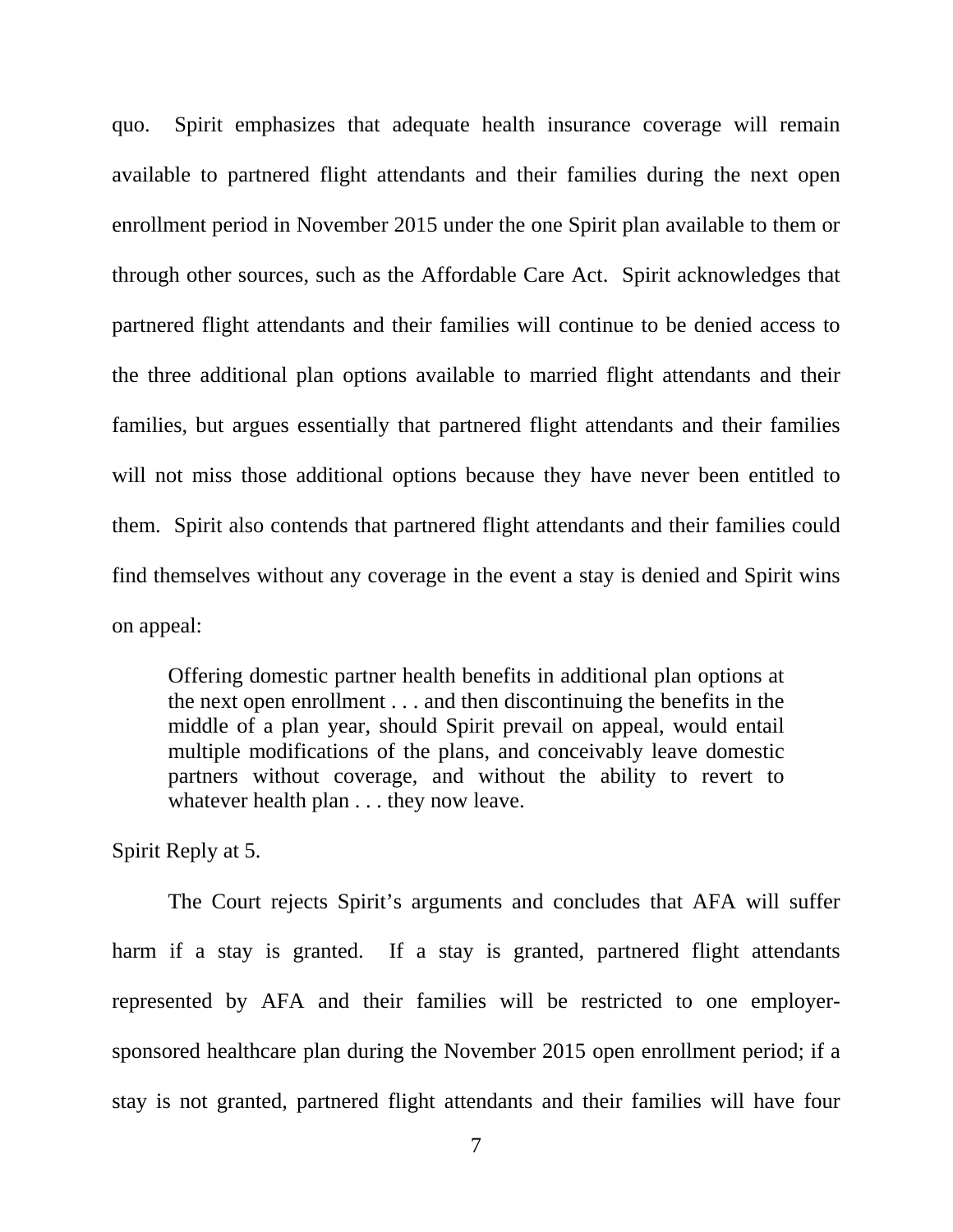quo. Spirit emphasizes that adequate health insurance coverage will remain available to partnered flight attendants and their families during the next open enrollment period in November 2015 under the one Spirit plan available to them or through other sources, such as the Affordable Care Act. Spirit acknowledges that partnered flight attendants and their families will continue to be denied access to the three additional plan options available to married flight attendants and their families, but argues essentially that partnered flight attendants and their families will not miss those additional options because they have never been entitled to them. Spirit also contends that partnered flight attendants and their families could find themselves without any coverage in the event a stay is denied and Spirit wins on appeal:

> Offering domestic partner health benefits in additional plan options at the next open enrollment . . . and then discontinuing the benefits in the middle of a plan year, should Spirit prevail on appeal, would entail multiple modifications of the plans, and conceivably leave domestic partners without coverage, and without the ability to revert to whatever health plan . . . they now leave.

Spirit Reply at 5.

The Court rejects Spirit's arguments and concludes that AFA will suffer harm if a stay is granted. If a stay is granted, partnered flight attendants represented by AFA and their families will be restricted to one employer-sponsored healthcare plan during the November 2015 open enrollment period; if a stay is not granted, partnered flight attendants and their families will have four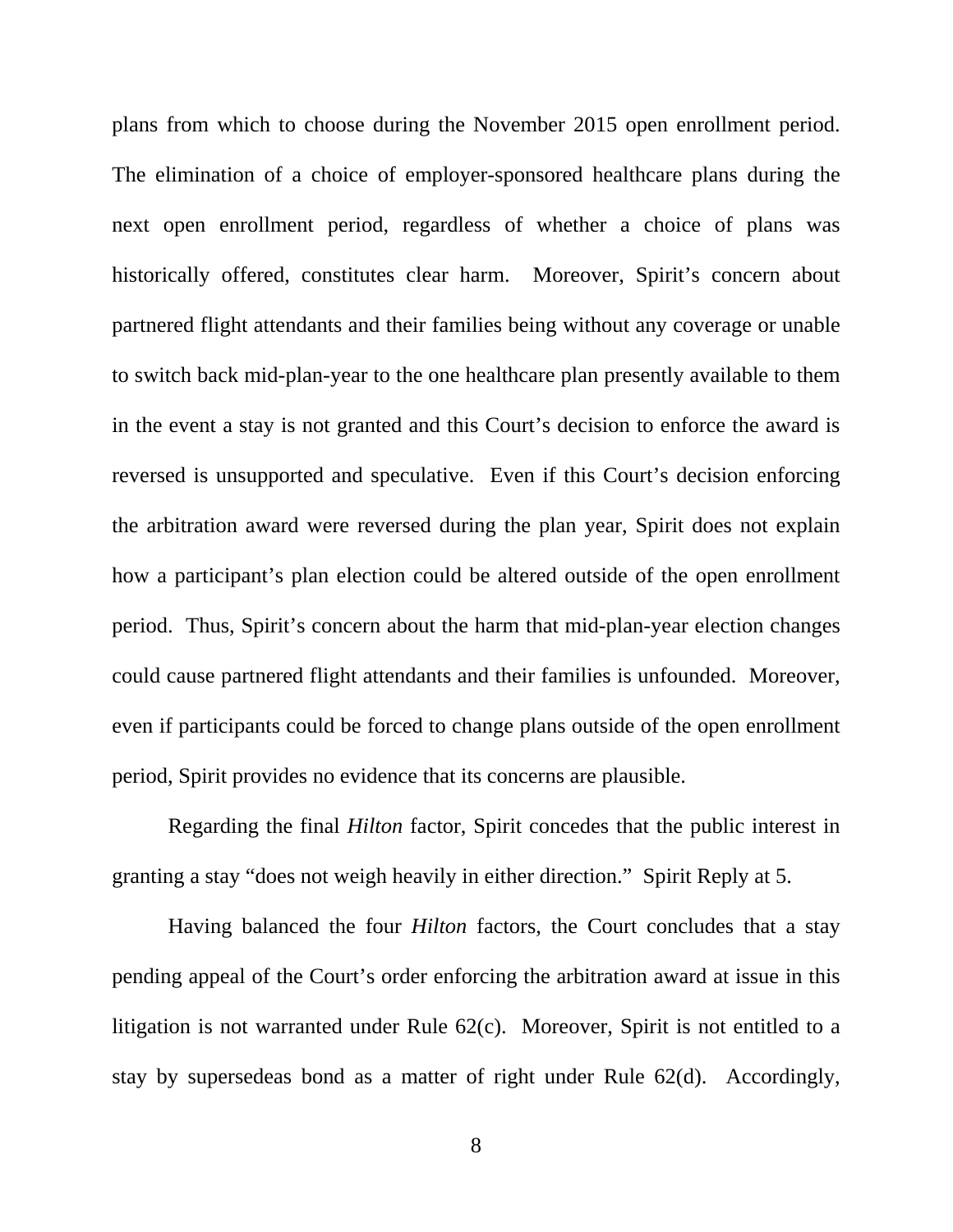plans from which to choose during the November 2015 open enrollment period. The elimination of a choice of employer-sponsored healthcare plans during the next open enrollment period, regardless of whether a choice of plans was historically offered, constitutes clear harm. Moreover, Spirit's concern about partnered flight attendants and their families being without any coverage or unable to switch back mid-plan-year to the one healthcare plan presently available to them in the event a stay is not granted and this Court's decision to enforce the award is reversed is unsupported and speculative. Even if this Court's decision enforcing the arbitration award were reversed during the plan year, Spirit does not explain how a participant's plan election could be altered outside of the open enrollment period. Thus, Spirit's concern about the harm that mid-plan-year election changes could cause partnered flight attendants and their families is unfounded. Moreover, even if participants could be forced to change plans outside of the open enrollment period, Spirit provides no evidence that its concerns are plausible.

Regarding the final *Hilton* factor, Spirit concedes that the public interest in granting a stay "does not weigh heavily in either direction." Spirit Reply at 5.

Having balanced the four *Hilton* factors, the Court concludes that a stay pending appeal of the Court's order enforcing the arbitration award at issue in this litigation is not warranted under Rule 62(c). Moreover, Spirit is not entitled to a stay by supersedeas bond as a matter of right under Rule 62(d). Accordingly,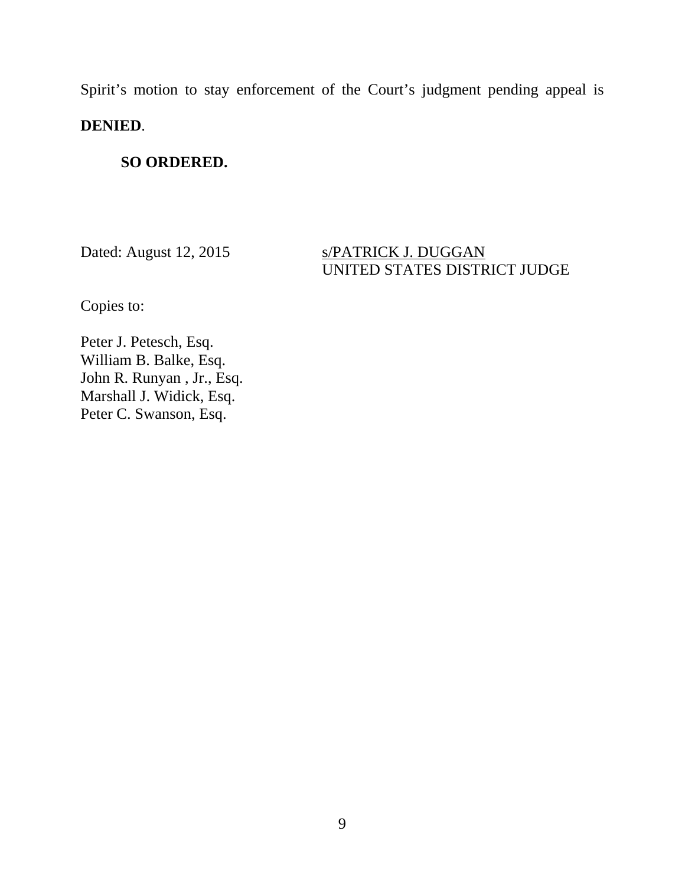Spirit's motion to stay enforcement of the Court's judgment pending appeal is **DENIED**.

**SO ORDERED.**

Dated: August 12, 2015

s/PATRICK J. DUGGAN
UNITED STATES DISTRICT JUDGE

Copies to:

Peter J. Petesch, Esq.
William B. Balke, Esq.
John R. Runyan , Jr., Esq.
Marshall J. Widick, Esq.
Peter C. Swanson, Esq.